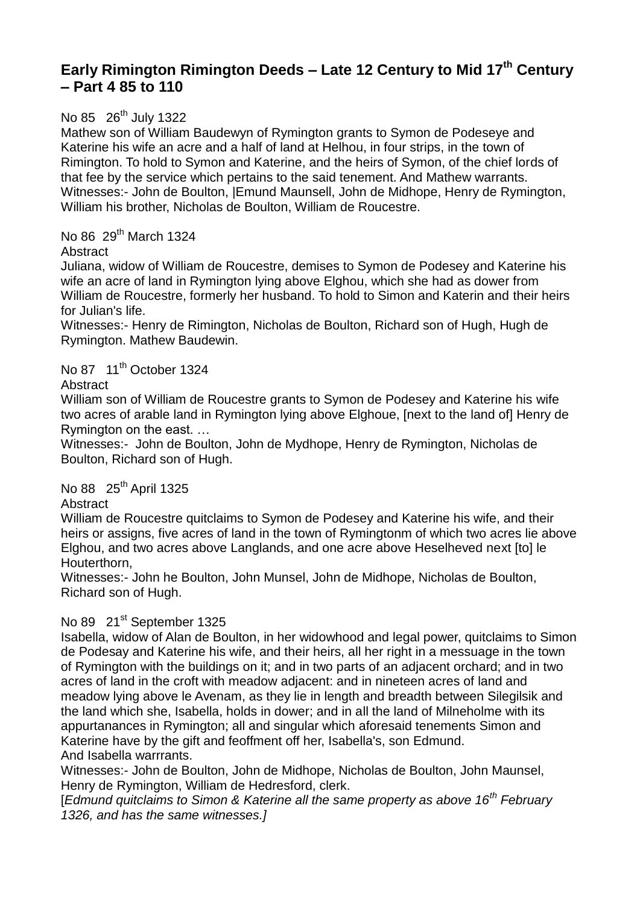# Early Rimington Rimington Deeds – Late 12 Century to Mid 17th Century – Part 4 85 to 110

No 85 26th July 1322
Mathew son of William Baudewyn of Rymington grants to Symon de Podeseye and Katerine his wife an acre and a half of land at Helhou, in four strips, in the town of Rimington. To hold to Symon and Katerine, and the heirs of Symon, of the chief lords of that fee by the service which pertains to the said tenement. And Mathew warrants.
Witnesses:- John de Boulton, |Emund Maunsell, John de Midhope, Henry de Rymington, William his brother, Nicholas de Boulton, William de Roucestre.

No 86 29th March 1324
Abstract
Juliana, widow of William de Roucestre, demises to Symon de Podesey and Katerine his wife an acre of land in Rymington lying above Elghou, which she had as dower from William de Roucestre, formerly her husband. To hold to Simon and Katerin and their heirs for Julian's life.
Witnesses:- Henry de Rimington, Nicholas de Boulton, Richard son of Hugh, Hugh de Rymington. Mathew Baudewin.

No 87 11th October 1324
Abstract
William son of William de Roucestre grants to Symon de Podesey and Katerine his wife two acres of arable land in Rymington lying above Elghoue, [next to the land of] Henry de Rymington on the east. …
Witnesses:- John de Boulton, John de Mydhope, Henry de Rymington, Nicholas de Boulton, Richard son of Hugh.

No 88 25th April 1325
Abstract
William de Roucestre quitclaims to Symon de Podesey and Katerine his wife, and their heirs or assigns, five acres of land in the town of Rymingtonm of which two acres lie above Elghou, and two acres above Langlands, and one acre above Heselheved next [to] le Houterthorn,
Witnesses:- John he Boulton, John Munsel, John de Midhope, Nicholas de Boulton, Richard son of Hugh.

No 89 21st September 1325
Isabella, widow of Alan de Boulton, in her widowhood and legal power, quitclaims to Simon de Podesay and Katerine his wife, and their heirs, all her right in a messuage in the town of Rymington with the buildings on it; and in two parts of an adjacent orchard; and in two acres of land in the croft with meadow adjacent: and in nineteen acres of land and meadow lying above le Avenam, as they lie in length and breadth between Silegilsik and the land which she, Isabella, holds in dower; and in all the land of Milneholme with its appurtanances in Rymington; all and singular which aforesaid tenements Simon and Katerine have by the gift and feoffment off her, Isabella's, son Edmund.
And Isabella warrrants.
Witnesses:- John de Boulton, John de Midhope, Nicholas de Boulton, John Maunsel, Henry de Rymington, William de Hedresford, clerk.
[*Edmund quitclaims to Simon & Katerine all the same property as above 16th February 1326, and has the same witnesses.]*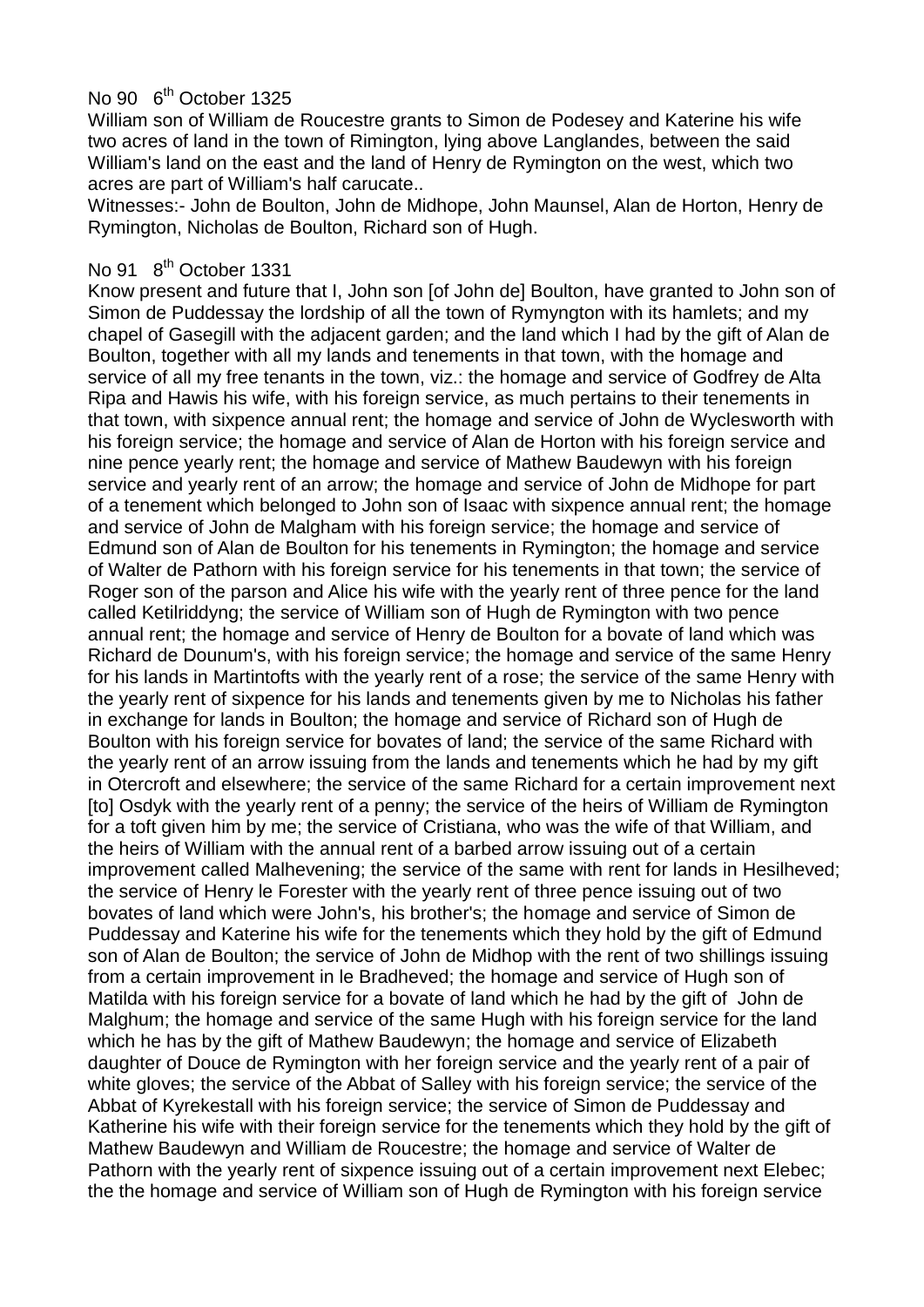No 90 6th October 1325

William son of William de Roucestre grants to Simon de Podesey and Katerine his wife two acres of land in the town of Rimington, lying above Langlandes, between the said William's land on the east and the land of Henry de Rymington on the west, which two acres are part of William's half carucate..

Witnesses:- John de Boulton, John de Midhope, John Maunsel, Alan de Horton, Henry de Rymington, Nicholas de Boulton, Richard son of Hugh.

No 91 8th October 1331

Know present and future that I, John son [of John de] Boulton, have granted to John son of Simon de Puddessay the lordship of all the town of Rymyngton with its hamlets; and my chapel of Gasegill with the adjacent garden; and the land which I had by the gift of Alan de Boulton, together with all my lands and tenements in that town, with the homage and service of all my free tenants in the town, viz.: the homage and service of Godfrey de Alta Ripa and Hawis his wife, with his foreign service, as much pertains to their tenements in that town, with sixpence annual rent; the homage and service of John de Wyclesworth with his foreign service; the homage and service of Alan de Horton with his foreign service and nine pence yearly rent; the homage and service of Mathew Baudewyn with his foreign service and yearly rent of an arrow; the homage and service of John de Midhope for part of a tenement which belonged to John son of Isaac with sixpence annual rent; the homage and service of John de Malgham with his foreign service; the homage and service of Edmund son of Alan de Boulton for his tenements in Rymington; the homage and service of Walter de Pathorn with his foreign service for his tenements in that town; the service of Roger son of the parson and Alice his wife with the yearly rent of three pence for the land called Ketilriddyng; the service of William son of Hugh de Rymington with two pence annual rent; the homage and service of Henry de Boulton for a bovate of land which was Richard de Dounum's, with his foreign service; the homage and service of the same Henry for his lands in Martintofts with the yearly rent of a rose; the service of the same Henry with the yearly rent of sixpence for his lands and tenements given by me to Nicholas his father in exchange for lands in Boulton; the homage and service of Richard son of Hugh de Boulton with his foreign service for bovates of land; the service of the same Richard with the yearly rent of an arrow issuing from the lands and tenements which he had by my gift in Otercroft and elsewhere; the service of the same Richard for a certain improvement next [to] Osdyk with the yearly rent of a penny; the service of the heirs of William de Rymington for a toft given him by me; the service of Cristiana, who was the wife of that William, and the heirs of William with the annual rent of a barbed arrow issuing out of a certain improvement called Malhevening; the service of the same with rent for lands in Hesilheved; the service of Henry le Forester with the yearly rent of three pence issuing out of two bovates of land which were John's, his brother's; the homage and service of Simon de Puddessay and Katerine his wife for the tenements which they hold by the gift of Edmund son of Alan de Boulton; the service of John de Midhop with the rent of two shillings issuing from a certain improvement in le Bradheved; the homage and service of Hugh son of Matilda with his foreign service for a bovate of land which he had by the gift of John de Malghum; the homage and service of the same Hugh with his foreign service for the land which he has by the gift of Mathew Baudewyn; the homage and service of Elizabeth daughter of Douce de Rymington with her foreign service and the yearly rent of a pair of white gloves; the service of the Abbat of Salley with his foreign service; the service of the Abbat of Kyrekestall with his foreign service; the service of Simon de Puddessay and Katherine his wife with their foreign service for the tenements which they hold by the gift of Mathew Baudewyn and William de Roucestre; the homage and service of Walter de Pathorn with the yearly rent of sixpence issuing out of a certain improvement next Elebec; the the homage and service of William son of Hugh de Rymington with his foreign service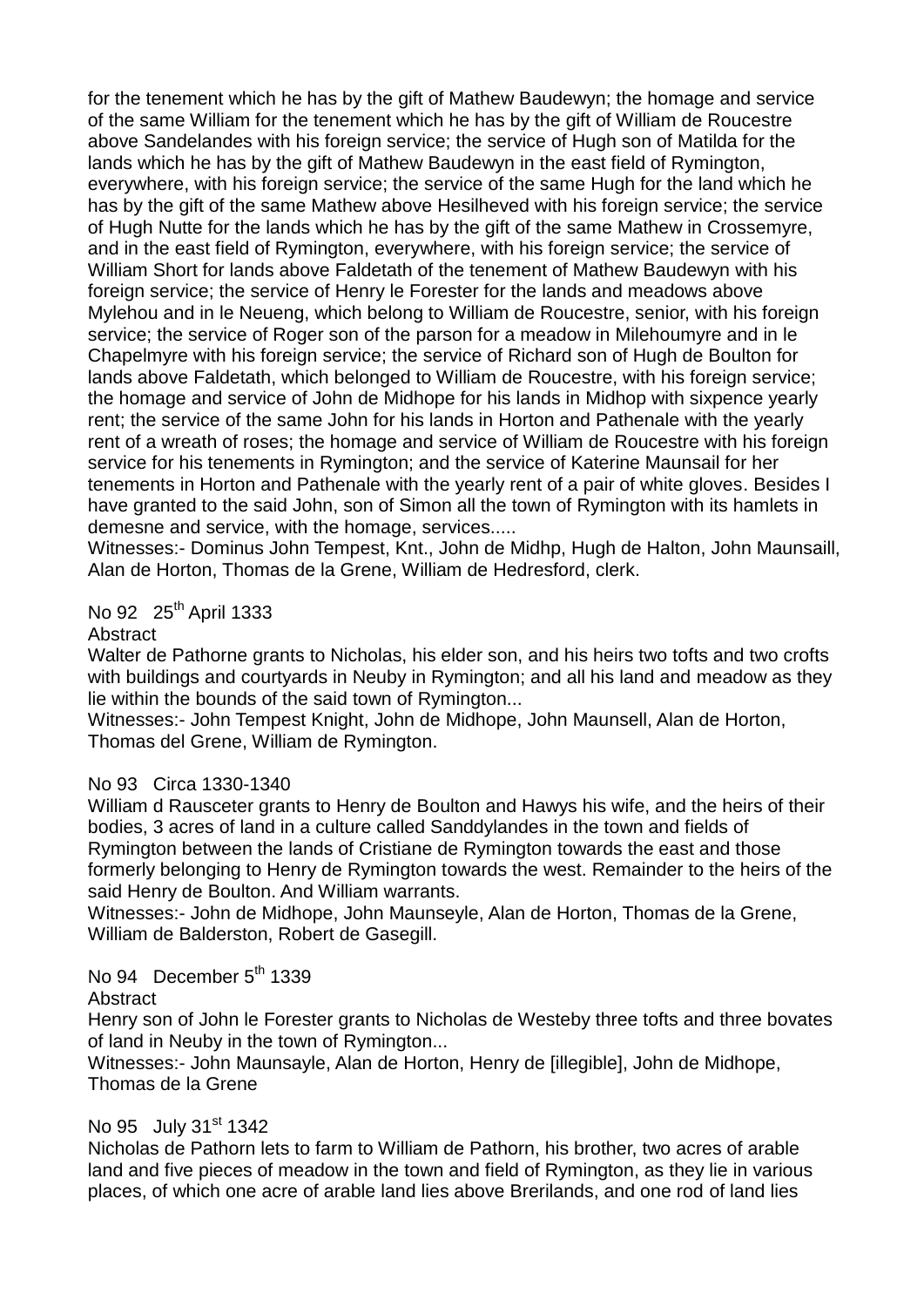for the tenement which he has by the gift of Mathew Baudewyn; the homage and service of the same William for the tenement which he has by the gift of William de Roucestre above Sandelandes with his foreign service; the service of Hugh son of Matilda for the lands which he has by the gift of Mathew Baudewyn in the east field of Rymington, everywhere, with his foreign service; the service of the same Hugh for the land which he has by the gift of the same Mathew above Hesilheved with his foreign service; the service of Hugh Nutte for the lands which he has by the gift of the same Mathew in Crossemyre, and in the east field of Rymington, everywhere, with his foreign service; the service of William Short for lands above Faldetath of the tenement of Mathew Baudewyn with his foreign service; the service of Henry le Forester for the lands and meadows above Mylehou and in le Neueng, which belong to William de Roucestre, senior, with his foreign service; the service of Roger son of the parson for a meadow in Milehoumyre and in le Chapelmyre with his foreign service; the service of Richard son of Hugh de Boulton for lands above Faldetath, which belonged to William de Roucestre, with his foreign service; the homage and service of John de Midhope for his lands in Midhop with sixpence yearly rent; the service of the same John for his lands in Horton and Pathenale with the yearly rent of a wreath of roses; the homage and service of William de Roucestre with his foreign service for his tenements in Rymington; and the service of Katerine Maunsail for her tenements in Horton and Pathenale with the yearly rent of a pair of white gloves. Besides I have granted to the said John, son of Simon all the town of Rymington with its hamlets in demesne and service, with the homage, services.....

Witnesses:- Dominus John Tempest, Knt., John de Midhp, Hugh de Halton, John Maunsaill, Alan de Horton, Thomas de la Grene, William de Hedresford, clerk.

No 92 25th April 1333

Abstract

Walter de Pathorne grants to Nicholas, his elder son, and his heirs two tofts and two crofts with buildings and courtyards in Neuby in Rymington; and all his land and meadow as they lie within the bounds of the said town of Rymington...

Witnesses:- John Tempest Knight, John de Midhope, John Maunsell, Alan de Horton, Thomas del Grene, William de Rymington.

No 93 Circa 1330-1340

William d Rausceter grants to Henry de Boulton and Hawys his wife, and the heirs of their bodies, 3 acres of land in a culture called Sanddylandes in the town and fields of Rymington between the lands of Cristiane de Rymington towards the east and those formerly belonging to Henry de Rymington towards the west. Remainder to the heirs of the said Henry de Boulton. And William warrants.

Witnesses:- John de Midhope, John Maunseyle, Alan de Horton, Thomas de la Grene, William de Balderston, Robert de Gasegill.

No 94 December 5th 1339

Abstract

Henry son of John le Forester grants to Nicholas de Westeby three tofts and three bovates of land in Neuby in the town of Rymington...

Witnesses:- John Maunsayle, Alan de Horton, Henry de [illegible], John de Midhope, Thomas de la Grene

No 95 July 31st 1342

Nicholas de Pathorn lets to farm to William de Pathorn, his brother, two acres of arable land and five pieces of meadow in the town and field of Rymington, as they lie in various places, of which one acre of arable land lies above Brerilands, and one rod of land lies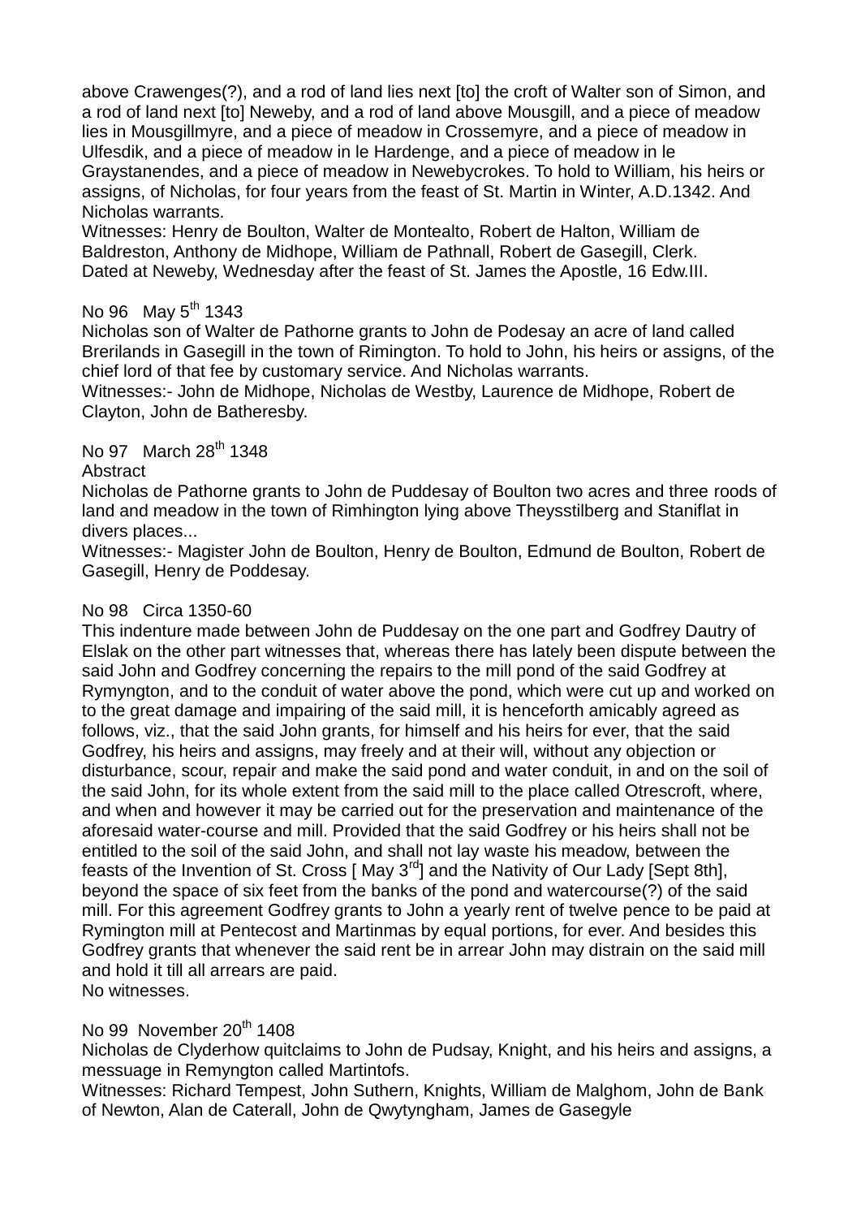above Crawenges(?), and a rod of land lies next [to] the croft of Walter son of Simon, and a rod of land next [to] Neweby, and a rod of land above Mousgill, and a piece of meadow lies in Mousgillmyre, and a piece of meadow in Crossemyre, and a piece of meadow in Ulfesdik, and a piece of meadow in le Hardenge, and a piece of meadow in le Graystanendes, and a piece of meadow in Newebycrokes. To hold to William, his heirs or assigns, of Nicholas, for four years from the feast of St. Martin in Winter, A.D.1342. And Nicholas warrants.
Witnesses: Henry de Boulton, Walter de Montealto, Robert de Halton, William de Baldreston, Anthony de Midhope, William de Pathnall, Robert de Gasegill, Clerk.
Dated at Neweby, Wednesday after the feast of St. James the Apostle, 16 Edw.III.

No 96 May 5th 1343
Nicholas son of Walter de Pathorne grants to John de Podesay an acre of land called Brerilands in Gasegill in the town of Rimington. To hold to John, his heirs or assigns, of the chief lord of that fee by customary service. And Nicholas warrants.
Witnesses:- John de Midhope, Nicholas de Westby, Laurence de Midhope, Robert de Clayton, John de Batheresby.

No 97 March 28th 1348
Abstract
Nicholas de Pathorne grants to John de Puddesay of Boulton two acres and three roods of land and meadow in the town of Rimhington lying above Theysstilberg and Staniflat in divers places...
Witnesses:- Magister John de Boulton, Henry de Boulton, Edmund de Boulton, Robert de Gasegill, Henry de Poddesay.

No 98 Circa 1350-60
This indenture made between John de Puddesay on the one part and Godfrey Dautry of Elslak on the other part witnesses that, whereas there has lately been dispute between the said John and Godfrey concerning the repairs to the mill pond of the said Godfrey at Rymyngton, and to the conduit of water above the pond, which were cut up and worked on to the great damage and impairing of the said mill, it is henceforth amicably agreed as follows, viz., that the said John grants, for himself and his heirs for ever, that the said Godfrey, his heirs and assigns, may freely and at their will, without any objection or disturbance, scour, repair and make the said pond and water conduit, in and on the soil of the said John, for its whole extent from the said mill to the place called Otrescroft, where, and when and however it may be carried out for the preservation and maintenance of the aforesaid water-course and mill. Provided that the said Godfrey or his heirs shall not be entitled to the soil of the said John, and shall not lay waste his meadow, between the feasts of the Invention of St. Cross [ May 3rd] and the Nativity of Our Lady [Sept 8th], beyond the space of six feet from the banks of the pond and watercourse(?) of the said mill. For this agreement Godfrey grants to John a yearly rent of twelve pence to be paid at Rymington mill at Pentecost and Martinmas by equal portions, for ever. And besides this Godfrey grants that whenever the said rent be in arrear John may distrain on the said mill and hold it till all arrears are paid.
No witnesses.

No 99 November 20th 1408
Nicholas de Clyderhow quitclaims to John de Pudsay, Knight, and his heirs and assigns, a messuage in Remyngton called Martintofs.
Witnesses: Richard Tempest, John Suthern, Knights, William de Malghom, John de Bank of Newton, Alan de Caterall, John de Qwytyngham, James de Gasegyle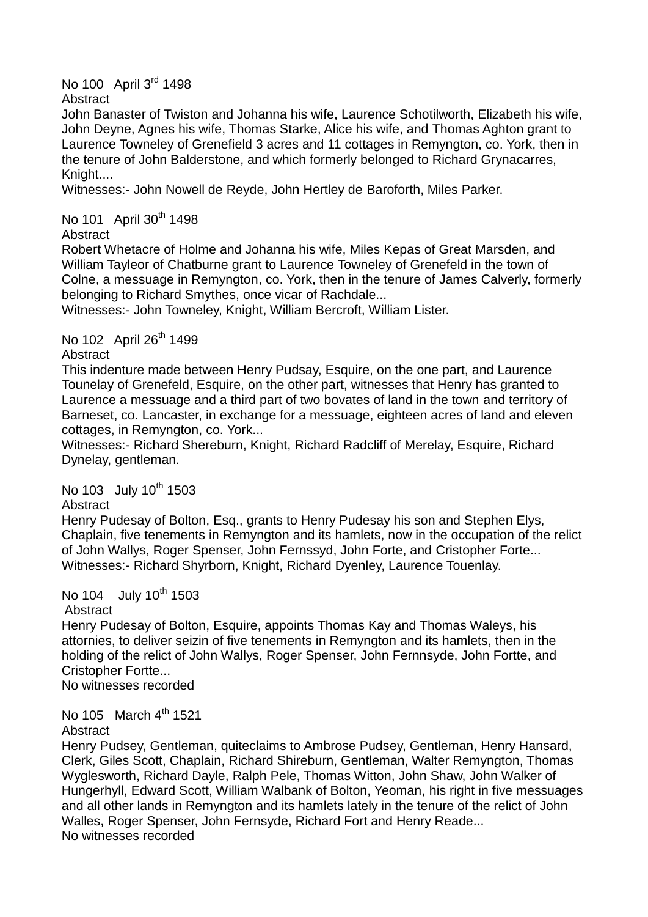No 100 April 3rd 1498

Abstract

John Banaster of Twiston and Johanna his wife, Laurence Schotilworth, Elizabeth his wife, John Deyne, Agnes his wife, Thomas Starke, Alice his wife, and Thomas Aghton grant to Laurence Towneley of Grenefield 3 acres and 11 cottages in Remyngton, co. York, then in the tenure of John Balderstone, and which formerly belonged to Richard Grynacarres, Knight....

Witnesses:- John Nowell de Reyde, John Hertley de Baroforth, Miles Parker.

No 101 April 30th 1498

Abstract

Robert Whetacre of Holme and Johanna his wife, Miles Kepas of Great Marsden, and William Tayleor of Chatburne grant to Laurence Towneley of Grenefeld in the town of Colne, a messuage in Remyngton, co. York, then in the tenure of James Calverly, formerly belonging to Richard Smythes, once vicar of Rachdale...

Witnesses:- John Towneley, Knight, William Bercroft, William Lister.

No 102 April 26th 1499

Abstract

This indenture made between Henry Pudsay, Esquire, on the one part, and Laurence Tounelay of Grenefeld, Esquire, on the other part, witnesses that Henry has granted to Laurence a messuage and a third part of two bovates of land in the town and territory of Barneset, co. Lancaster, in exchange for a messuage, eighteen acres of land and eleven cottages, in Remyngton, co. York...

Witnesses:- Richard Shereburn, Knight, Richard Radcliff of Merelay, Esquire, Richard Dynelay, gentleman.

No 103 July 10th 1503

Abstract

Henry Pudesay of Bolton, Esq., grants to Henry Pudesay his son and Stephen Elys, Chaplain, five tenements in Remyngton and its hamlets, now in the occupation of the relict of John Wallys, Roger Spenser, John Fernssyd, John Forte, and Cristopher Forte...

Witnesses:- Richard Shyrborn, Knight, Richard Dyenley, Laurence Touenlay.

No 104 July 10th 1503

Abstract

Henry Pudesay of Bolton, Esquire, appoints Thomas Kay and Thomas Waleys, his attornies, to deliver seizin of five tenements in Remyngton and its hamlets, then in the holding of the relict of John Wallys, Roger Spenser, John Fernnsyde, John Fortte, and Cristopher Fortte...

No witnesses recorded

No 105 March 4th 1521

Abstract

Henry Pudsey, Gentleman, quiteclaims to Ambrose Pudsey, Gentleman, Henry Hansard, Clerk, Giles Scott, Chaplain, Richard Shireburn, Gentleman, Walter Remyngton, Thomas Wyglesworth, Richard Dayle, Ralph Pele, Thomas Witton, John Shaw, John Walker of Hungerhyll, Edward Scott, William Walbank of Bolton, Yeoman, his right in five messuages and all other lands in Remyngton and its hamlets lately in the tenure of the relict of John Walles, Roger Spenser, John Fernsyde, Richard Fort and Henry Reade...

No witnesses recorded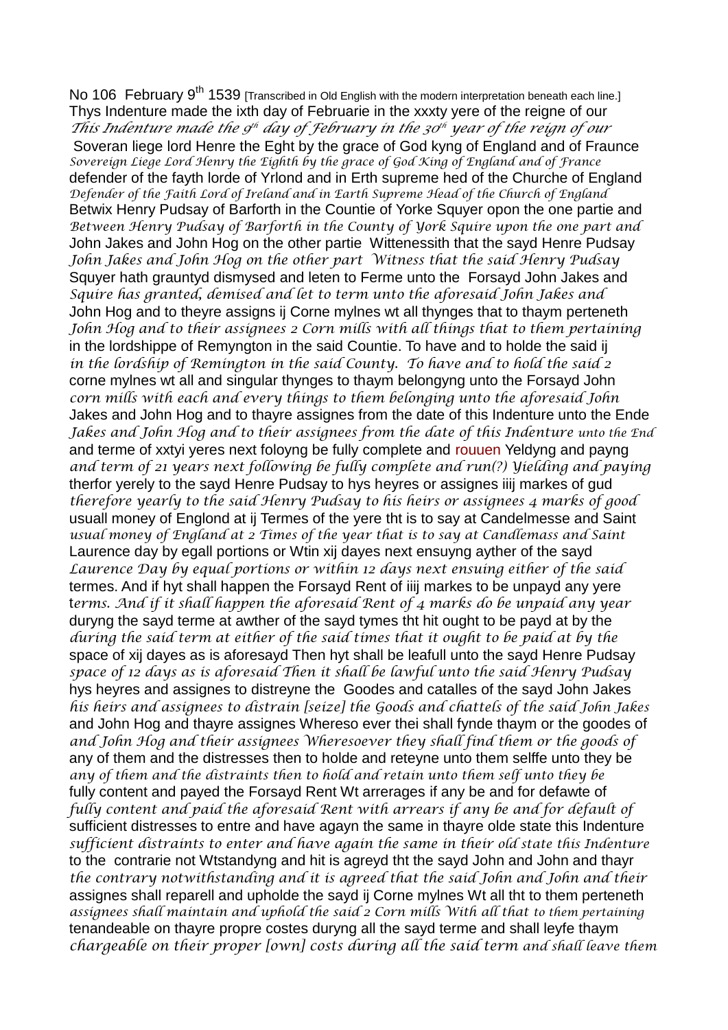No 106 February 9th 1539 [Transcribed in Old English with the modern interpretation beneath each line.]

Thys Indenture made the ixth day of Februarie in the xxxty yere of the reigne of our
*This Indenture made the 9th day of February in the 30th year of the reign of our*

Soveran liege lord Henre the Eght by the grace of God kyng of England and of Fraunce
*Sovereign Liege Lord Henry the Eighth by the grace of God King of England and of France*

defender of the fayth lorde of Yrlond and in Erth supreme hed of the Churche of England
*Defender of the Faith Lord of Ireland and in Earth Supreme Head of the Church of England*

Betwix Henry Pudsay of Barforth in the Countie of Yorke Squyer opon the one partie and
*Between Henry Pudsay of Barforth in the County of York Squire upon the one part and*

John Jakes and John Hog on the other partie Wittenessith that the sayd Henre Pudsay
*John Jakes and John Hog on the other part Witness that the said Henry Pudsay*

Squyer hath grauntyd dismysed and leten to Ferme unto the Forsayd John Jakes and
*Squire has granted, demised and let to term unto the aforesaid John Jakes and*

John Hog and to theyre assigns ij Corne mylnes wt all thynges that to thaym perteneth
*John Hog and to their assignees 2 Corn mills with all things that to them pertaining*

in the lordshippe of Remyngton in the said Countie. To have and to holde the said ij
*in the lordship of Remington in the said County. To have and to hold the said 2*

corne mylnes wt all and singular thynges to thaym belongyng unto the Forsayd John
*corn mills with each and every things to them belonging unto the aforesaid John*

Jakes and John Hog and to thayre assignes from the date of this Indenture unto the Ende
*Jakes and John Hog and to their assignees from the date of this Indenture unto the End*

and terme of xxtyi yeres next foloyng be fully complete and rouuen Yeldyng and payng
*and term of 21 years next following be fully complete and run(?) Yielding and paying*

therfor yerely to the sayd Henre Pudsay to hys heyres or assignes iiij markes of gud
*therefore yearly to the said Henry Pudsay to his heirs or assignees 4 marks of good*

usuall money of Englond at ij Termes of the yere tht is to say at Candelmesse and Saint
*usual money of England at 2 Times of the year that is to say at Candlemass and Saint*

Laurence day by egall portions or Wtin xij dayes next ensuyng ayther of the sayd
*Laurence Day by equal portions or within 12 days next ensuing either of the said*

termes. And if hyt shall happen the Forsayd Rent of iiij markes to be unpayd any yere
*terms. And if it shall happen the aforesaid Rent of 4 marks do be unpaid any year*

duryng the sayd terme at awther of the sayd tymes tht hit ought to be payd at by the
*during the said term at either of the said times that it ought to be paid at by the*

space of xij dayes as is aforesayd Then hyt shall be leafull unto the sayd Henre Pudsay
*space of 12 days as is aforesaid Then it shall be lawful unto the said Henry Pudsay*

hys heyres and assignes to distreyne the Goodes and catalles of the sayd John Jakes
*his heirs and assignees to distrain [seize] the Goods and chattels of the said John Jakes*

and John Hog and thayre assignes Whereso ever thei shall fynde thaym or the goodes of
*and John Hog and their assignees Wheresoever they shall find them or the goods of*

any of them and the distresses then to holde and reteyne unto them selffe unto they be
*any of them and the distraints then to hold and retain unto them self unto they be*

fully content and payed the Forsayd Rent Wt arrerages if any be and for defawte of
*fully content and paid the aforesaid Rent with arrears if any be and for default of*

sufficient distresses to entre and have agayn the same in thayre olde state this Indenture
*sufficient distraints to enter and have again the same in their old state this Indenture*

to the contrarie not Wtstandyng and hit is agreyd tht the sayd John and John and thayr
*the contrary notwithstanding and it is agreed that the said John and John and their*

assignes shall reparell and upholde the sayd ij Corne mylnes Wt all tht to them perteneth
*assignees shall maintain and uphold the said 2 Corn mills With all that to them pertaining*

tenandeable on thayre propre costes duryng all the sayd terme and shall leyfe thaym
*chargeable on their proper [own] costs during all the said term and shall leave them*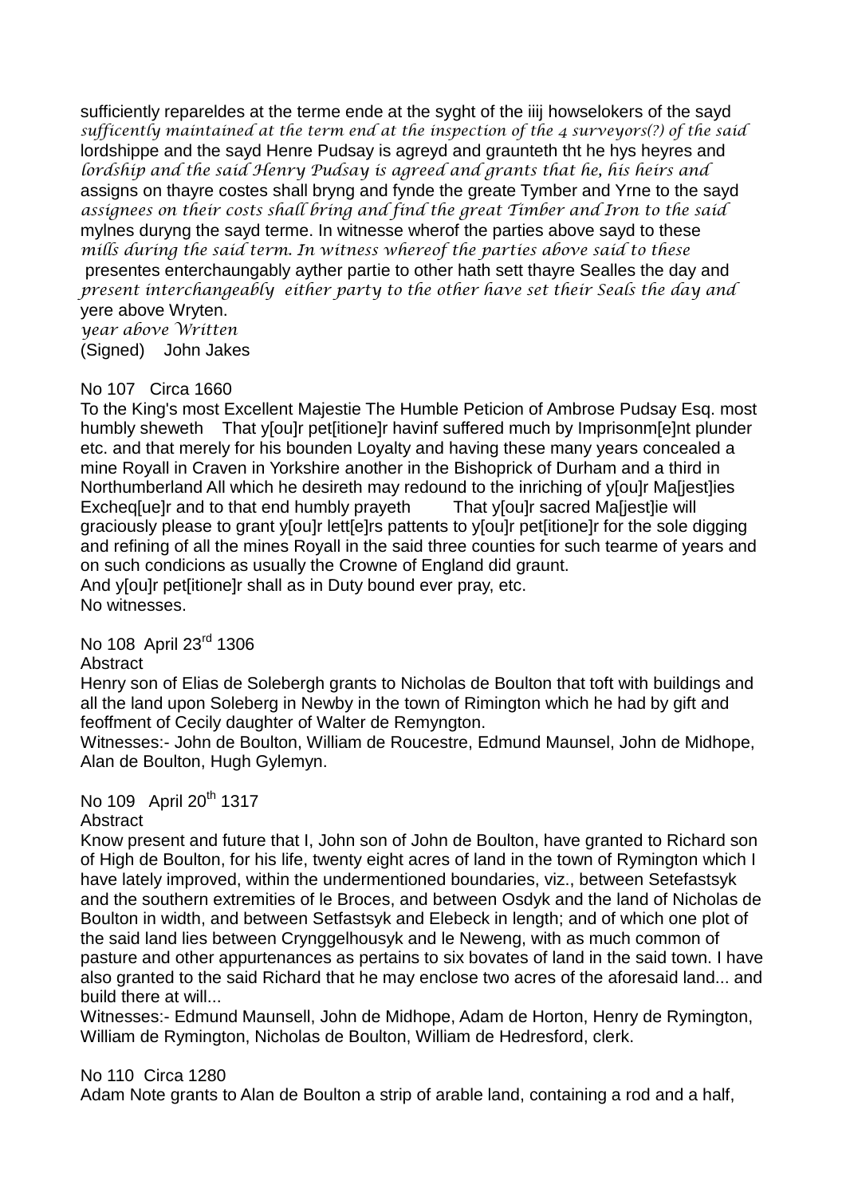sufficiently repareldes at the terme ende at the syght of the iiij howselokers of the sayd
*sufficently maintained at the term end at the inspection of the 4 surveyors(?) of the said*
lordshippe and the sayd Henre Pudsay is agreyd and graunteth tht he hys heyres and
*lordship and the said Henry Pudsay is agreed and grants that he, his heirs and*
assigns on thayre costes shall bryng and fynde the greate Tymber and Yrne to the sayd
*assignees on their costs shall bring and find the great Timber and Iron to the said*
mylnes duryng the sayd terme. In witnesse wherof the parties above sayd to these
*mills during the said term. In witness whereof the parties above said to these*
presentes enterchaungably ayther partie to other hath sett thayre Sealles the day and
*present interchangeably either party to the other have set their Seals the day and*
yere above Wryten.
*year above Written*
(Signed) John Jakes

No 107 Circa 1660
To the King's most Excellent Majestie The Humble Peticion of Ambrose Pudsay Esq. most humbly sheweth That y[ou]r pet[itione]r havinf suffered much by Imprisonm[e]nt plunder etc. and that merely for his bounden Loyalty and having these many years concealed a mine Royall in Craven in Yorkshire another in the Bishoprick of Durham and a third in Northumberland All which he desireth may redound to the inriching of y[ou]r Ma[jest]ies Excheq[ue]r and to that end humbly prayeth That y[ou]r sacred Ma[jest]ie will graciously please to grant y[ou]r lett[e]rs pattents to y[ou]r pet[itione]r for the sole digging and refining of all the mines Royall in the said three counties for such tearme of years and on such condicions as usually the Crowne of England did graunt.
And y[ou]r pet[itione]r shall as in Duty bound ever pray, etc.
No witnesses.

No 108 April 23rd 1306
Abstract
Henry son of Elias de Solebergh grants to Nicholas de Boulton that toft with buildings and all the land upon Soleberg in Newby in the town of Rimington which he had by gift and feoffment of Cecily daughter of Walter de Remyngton.
Witnesses:- John de Boulton, William de Roucestre, Edmund Maunsel, John de Midhope, Alan de Boulton, Hugh Gylemyn.

No 109 April 20th 1317
Abstract
Know present and future that I, John son of John de Boulton, have granted to Richard son of High de Boulton, for his life, twenty eight acres of land in the town of Rymington which I have lately improved, within the undermentioned boundaries, viz., between Setefastsyk and the southern extremities of le Broces, and between Osdyk and the land of Nicholas de Boulton in width, and between Setfastsyk and Elebeck in length; and of which one plot of the said land lies between Crynggelhousyk and le Neweng, with as much common of pasture and other appurtenances as pertains to six bovates of land in the said town. I have also granted to the said Richard that he may enclose two acres of the aforesaid land... and build there at will...
Witnesses:- Edmund Maunsell, John de Midhope, Adam de Horton, Henry de Rymington, William de Rymington, Nicholas de Boulton, William de Hedresford, clerk.

No 110 Circa 1280
Adam Note grants to Alan de Boulton a strip of arable land, containing a rod and a half,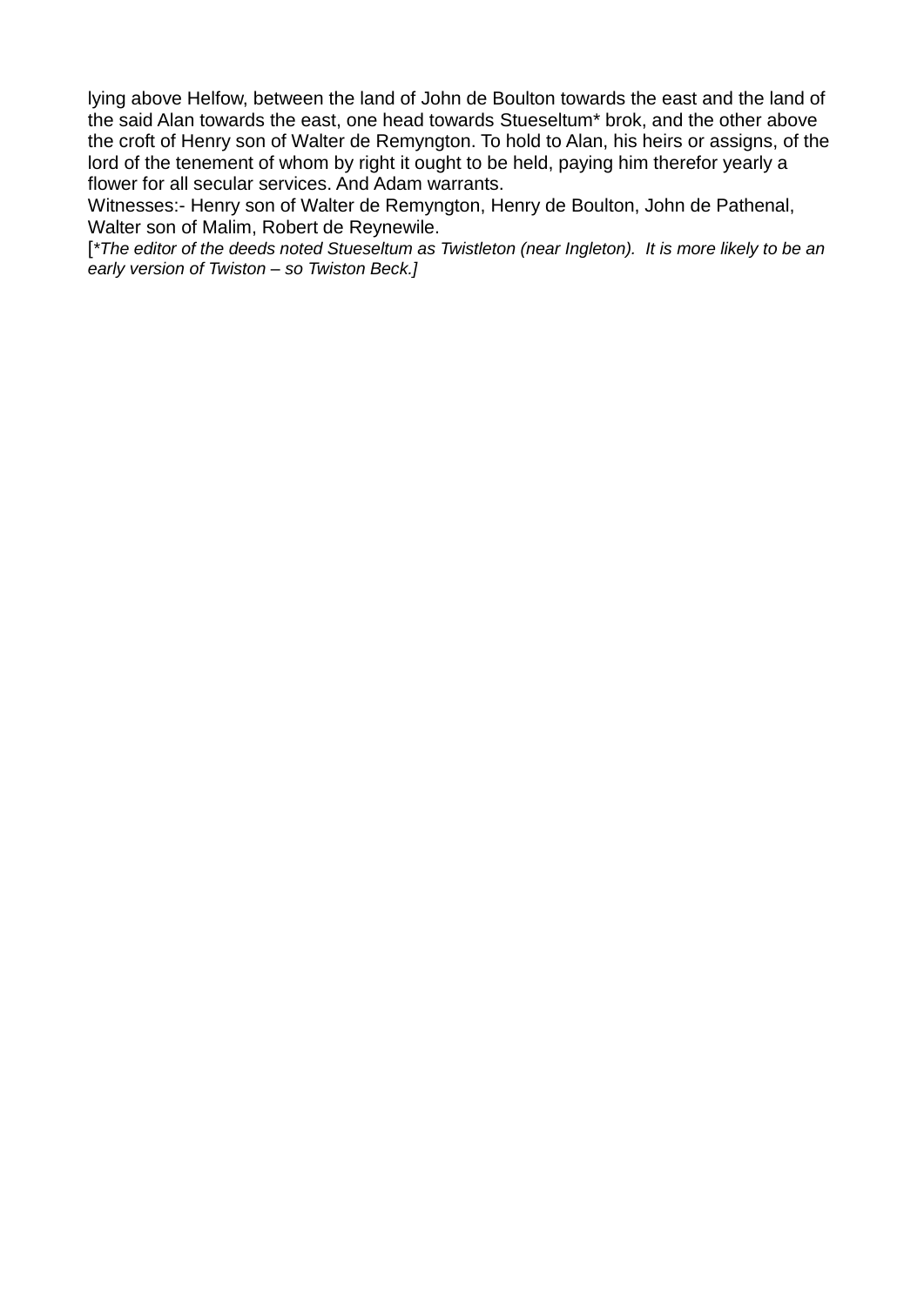lying above Helfow, between the land of John de Boulton towards the east and the land of the said Alan towards the east, one head towards Stueseltum* brok, and the other above the croft of Henry son of Walter de Remyngton. To hold to Alan, his heirs or assigns, of the lord of the tenement of whom by right it ought to be held, paying him therefor yearly a flower for all secular services. And Adam warrants.

Witnesses:- Henry son of Walter de Remyngton, Henry de Boulton, John de Pathenal, Walter son of Malim, Robert de Reynewile.

[**The editor of the deeds noted Stueseltum as Twistleton (near Ingleton). It is more likely to be an early version of Twiston – so Twiston Beck.]*